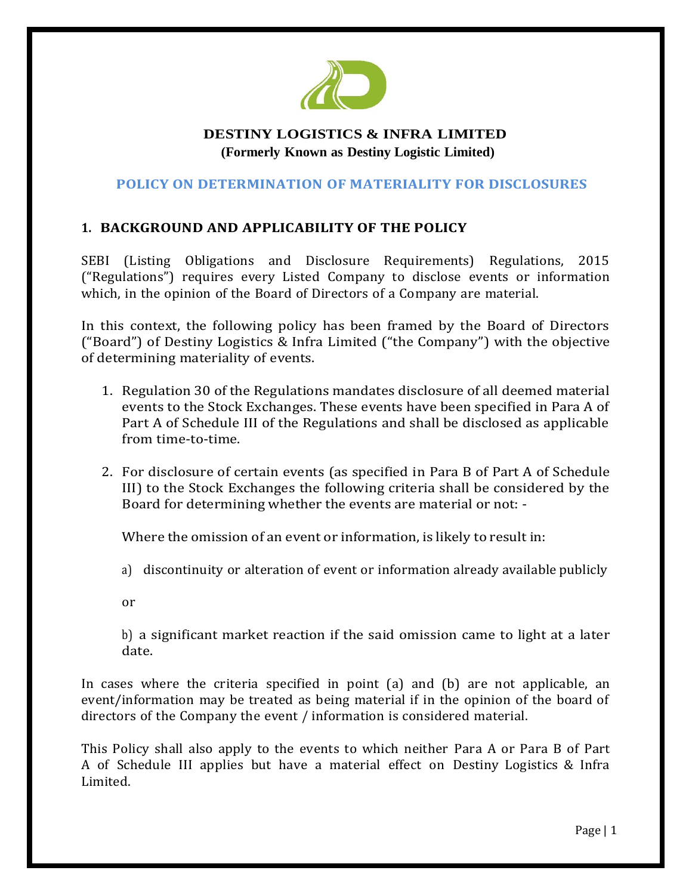# DESTINY LOGISTICS & INFRA LIMITED

**(Formerly Known as Destiny Logistic Limited)**

## POLICY ON DETERMINATION OF MATERIALITY FOR DISCLOSURES

### 1. BACKGROUND AND APPLICABILITY OF THE POLICY

SEBI (Listing Obligations and Disclosure Requirements) Regulations, 2015 ("Regulations") requires every Listed Company to disclose events or information which, in the opinion of the Board of Directors of a Company are material.

In this context, the following policy has been framed by the Board of Directors ("Board") of Destiny Logistics & Infra Limited ("the Company") with the objective of determining materiality of events.

1. Regulation 30 of the Regulations mandates disclosure of all deemed material events to the Stock Exchanges. These events have been specified in Para A of Part A of Schedule III of the Regulations and shall be disclosed as applicable from time-to-time.

2. For disclosure of certain events (as specified in Para B of Part A of Schedule III) to the Stock Exchanges the following criteria shall be considered by the Board for determining whether the events are material or not: -

   Where the omission of an event or information, is likely to result in:

   a) discontinuity or alteration of event or information already available publicly

   or

   b) a significant market reaction if the said omission came to light at a later date.

In cases where the criteria specified in point (a) and (b) are not applicable, an event/information may be treated as being material if in the opinion of the board of directors of the Company the event / information is considered material.

This Policy shall also apply to the events to which neither Para A or Para B of Part A of Schedule III applies but have a material effect on Destiny Logistics & Infra Limited.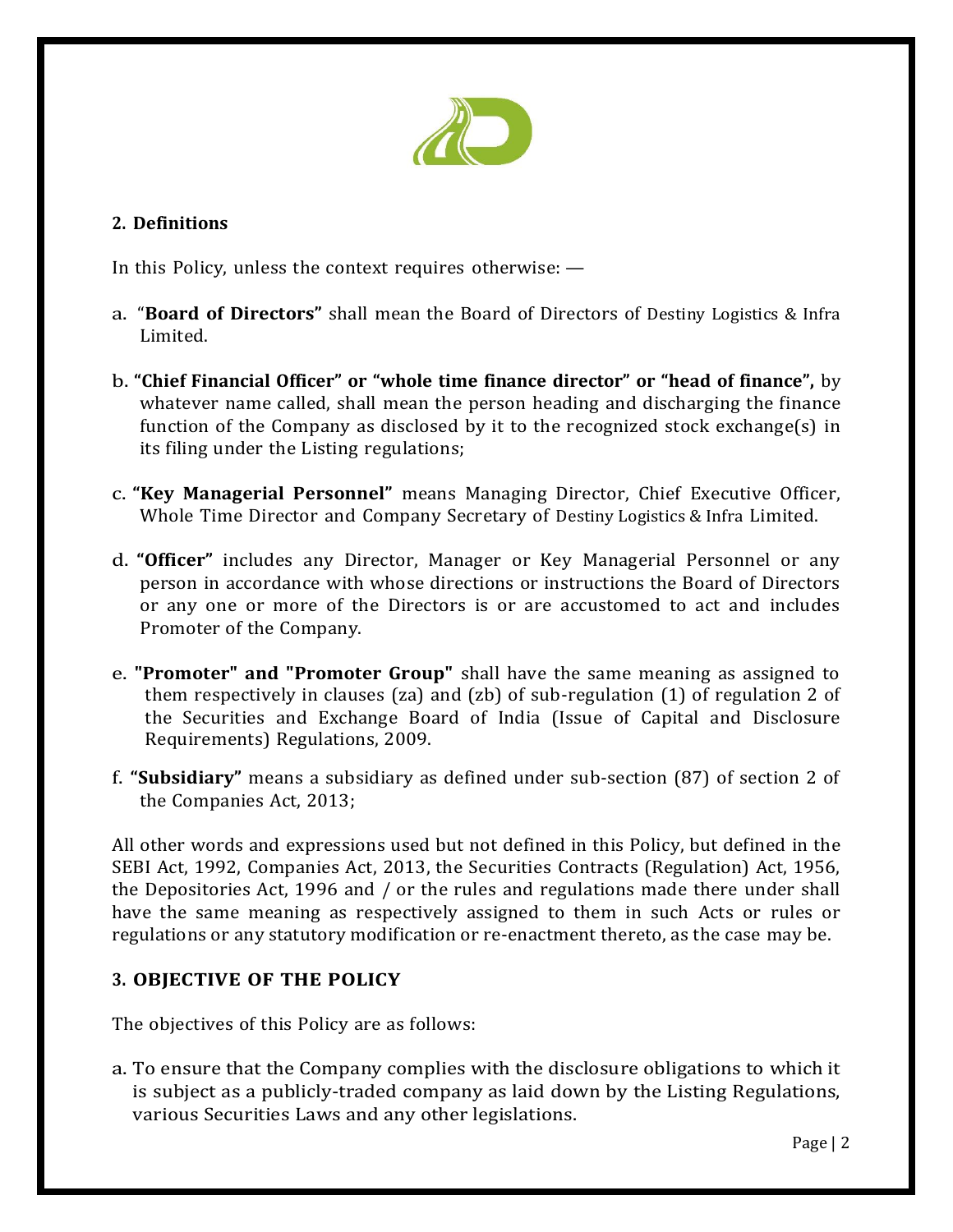## 2. Definitions

In this Policy, unless the context requires otherwise: —

a. "**Board of Directors"** shall mean the Board of Directors of Destiny Logistics & Infra Limited.

b. **"Chief Financial Officer" or "whole time finance director" or "head of finance",** by whatever name called, shall mean the person heading and discharging the finance function of the Company as disclosed by it to the recognized stock exchange(s) in its filing under the Listing regulations;

c. **"Key Managerial Personnel"** means Managing Director, Chief Executive Officer, Whole Time Director and Company Secretary of Destiny Logistics & Infra Limited.

d. **"Officer"** includes any Director, Manager or Key Managerial Personnel or any person in accordance with whose directions or instructions the Board of Directors or any one or more of the Directors is or are accustomed to act and includes Promoter of the Company.

e. **"Promoter" and "Promoter Group"** shall have the same meaning as assigned to them respectively in clauses (za) and (zb) of sub-regulation (1) of regulation 2 of the Securities and Exchange Board of India (Issue of Capital and Disclosure Requirements) Regulations, 2009.

f. **"Subsidiary"** means a subsidiary as defined under sub-section (87) of section 2 of the Companies Act, 2013;

All other words and expressions used but not defined in this Policy, but defined in the SEBI Act, 1992, Companies Act, 2013, the Securities Contracts (Regulation) Act, 1956, the Depositories Act, 1996 and / or the rules and regulations made there under shall have the same meaning as respectively assigned to them in such Acts or rules or regulations or any statutory modification or re-enactment thereto, as the case may be.

## 3. OBJECTIVE OF THE POLICY

The objectives of this Policy are as follows:

a. To ensure that the Company complies with the disclosure obligations to which it is subject as a publicly-traded company as laid down by the Listing Regulations, various Securities Laws and any other legislations.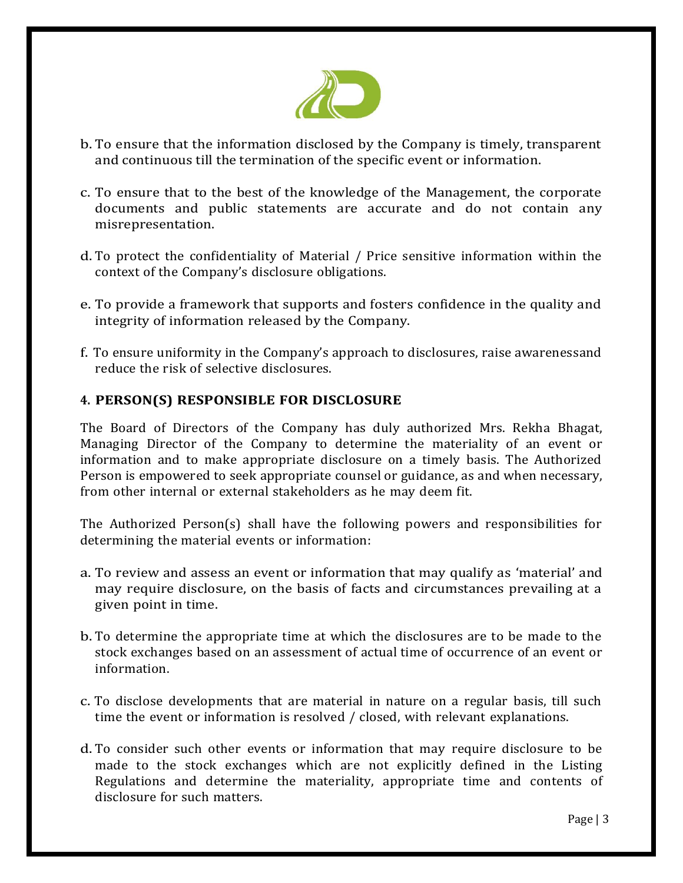b. To ensure that the information disclosed by the Company is timely, transparent and continuous till the termination of the specific event or information.

c. To ensure that to the best of the knowledge of the Management, the corporate documents and public statements are accurate and do not contain any misrepresentation.

d. To protect the confidentiality of Material / Price sensitive information within the context of the Company's disclosure obligations.

e. To provide a framework that supports and fosters confidence in the quality and integrity of information released by the Company.

f. To ensure uniformity in the Company's approach to disclosures, raise awarenessand reduce the risk of selective disclosures.

## 4. PERSON(S) RESPONSIBLE FOR DISCLOSURE

The Board of Directors of the Company has duly authorized Mrs. Rekha Bhagat, Managing Director of the Company to determine the materiality of an event or information and to make appropriate disclosure on a timely basis. The Authorized Person is empowered to seek appropriate counsel or guidance, as and when necessary, from other internal or external stakeholders as he may deem fit.

The Authorized Person(s) shall have the following powers and responsibilities for determining the material events or information:

a. To review and assess an event or information that may qualify as 'material' and may require disclosure, on the basis of facts and circumstances prevailing at a given point in time.

b. To determine the appropriate time at which the disclosures are to be made to the stock exchanges based on an assessment of actual time of occurrence of an event or information.

c. To disclose developments that are material in nature on a regular basis, till such time the event or information is resolved / closed, with relevant explanations.

d. To consider such other events or information that may require disclosure to be made to the stock exchanges which are not explicitly defined in the Listing Regulations and determine the materiality, appropriate time and contents of disclosure for such matters.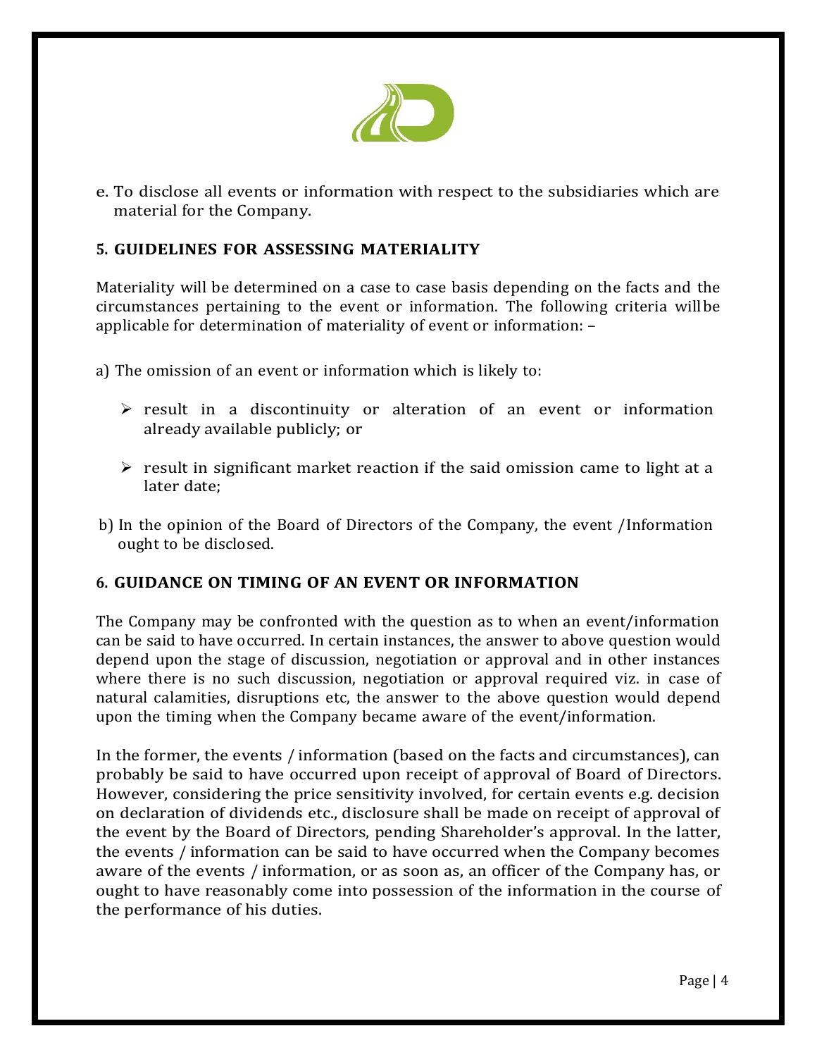e. To disclose all events or information with respect to the subsidiaries which are material for the Company.

## 5. GUIDELINES FOR ASSESSING MATERIALITY

Materiality will be determined on a case to case basis depending on the facts and the circumstances pertaining to the event or information. The following criteria will be applicable for determination of materiality of event or information: –

a) The omission of an event or information which is likely to:

- result in a discontinuity or alteration of an event or information already available publicly; or
- result in significant market reaction if the said omission came to light at a later date;

b) In the opinion of the Board of Directors of the Company, the event /Information ought to be disclosed.

## 6. GUIDANCE ON TIMING OF AN EVENT OR INFORMATION

The Company may be confronted with the question as to when an event/information can be said to have occurred. In certain instances, the answer to above question would depend upon the stage of discussion, negotiation or approval and in other instances where there is no such discussion, negotiation or approval required viz. in case of natural calamities, disruptions etc, the answer to the above question would depend upon the timing when the Company became aware of the event/information.

In the former, the events / information (based on the facts and circumstances), can probably be said to have occurred upon receipt of approval of Board of Directors. However, considering the price sensitivity involved, for certain events e.g. decision on declaration of dividends etc., disclosure shall be made on receipt of approval of the event by the Board of Directors, pending Shareholder's approval. In the latter, the events / information can be said to have occurred when the Company becomes aware of the events / information, or as soon as, an officer of the Company has, or ought to have reasonably come into possession of the information in the course of the performance of his duties.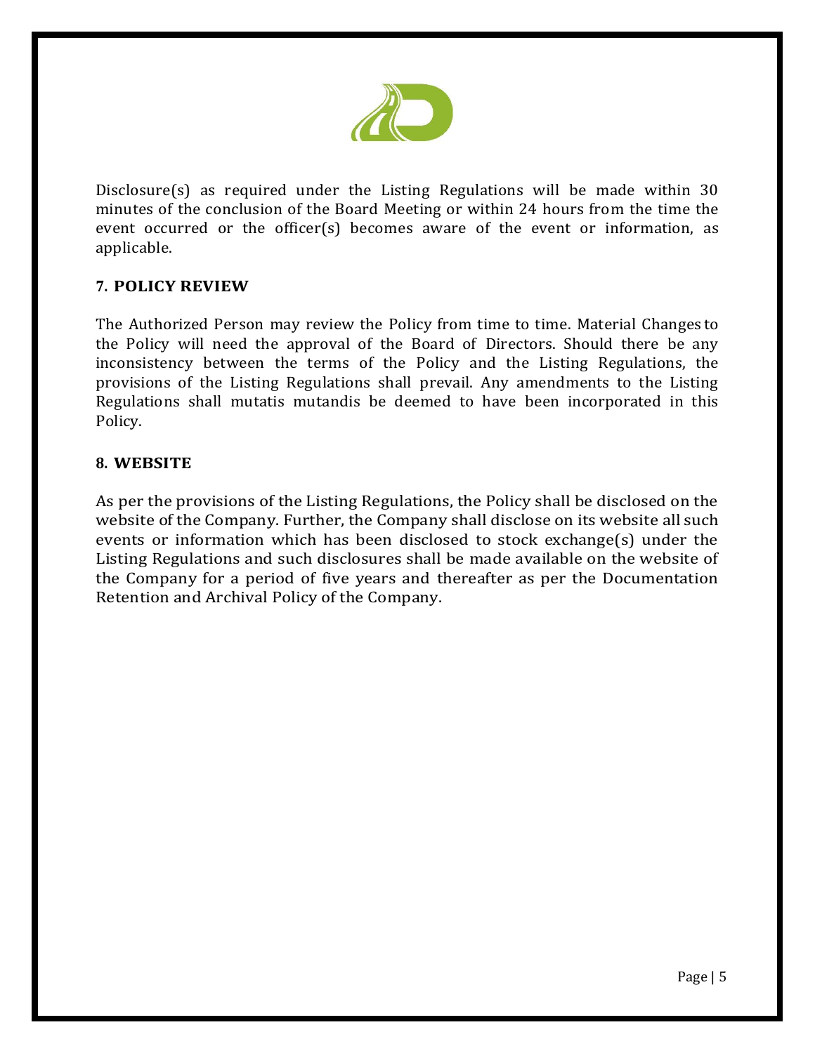Disclosure(s) as required under the Listing Regulations will be made within 30 minutes of the conclusion of the Board Meeting or within 24 hours from the time the event occurred or the officer(s) becomes aware of the event or information, as applicable.

## 7. POLICY REVIEW

The Authorized Person may review the Policy from time to time. Material Changes to the Policy will need the approval of the Board of Directors. Should there be any inconsistency between the terms of the Policy and the Listing Regulations, the provisions of the Listing Regulations shall prevail. Any amendments to the Listing Regulations shall mutatis mutandis be deemed to have been incorporated in this Policy.

## 8. WEBSITE

As per the provisions of the Listing Regulations, the Policy shall be disclosed on the website of the Company. Further, the Company shall disclose on its website all such events or information which has been disclosed to stock exchange(s) under the Listing Regulations and such disclosures shall be made available on the website of the Company for a period of five years and thereafter as per the Documentation Retention and Archival Policy of the Company.